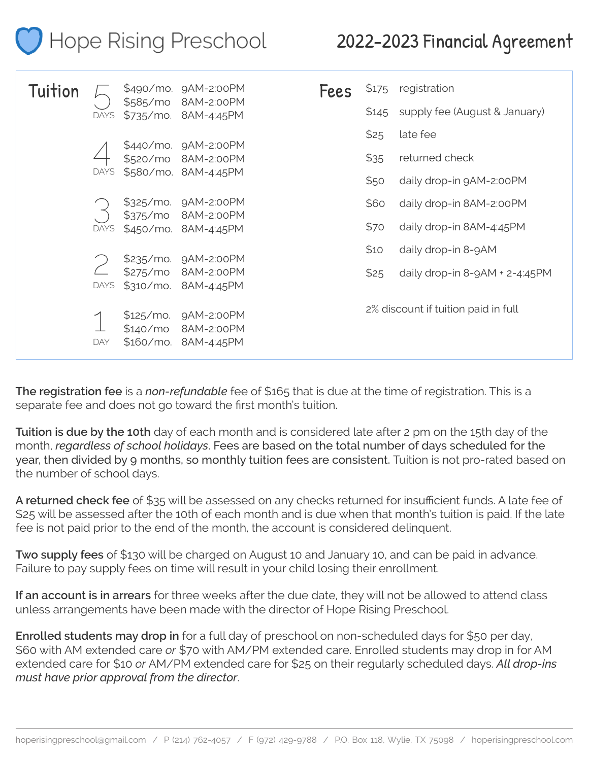# Hope Rising Preschool

## 2022-2023 Financial Agreement

### Tuition

| Days | Price | Hours |
|---|---|---|
| 5 DAYS | $490/mo. | 9AM-2:00PM |
| | $585/mo | 8AM-2:00PM |
| | $735/mo. | 8AM-4:45PM |
| 4 DAYS | $440/mo. | 9AM-2:00PM |
| | $520/mo | 8AM-2:00PM |
| | $580/mo. | 8AM-4:45PM |
| 3 DAYS | $325/mo. | 9AM-2:00PM |
| | $375/mo | 8AM-2:00PM |
| | $450/mo. | 8AM-4:45PM |
| 2 DAYS | $235/mo. | 9AM-2:00PM |
| | $275/mo | 8AM-2:00PM |
| | $310/mo. | 8AM-4:45PM |
| 1 DAY | $125/mo. | 9AM-2:00PM |
| | $140/mo | 8AM-2:00PM |
| | $160/mo. | 8AM-4:45PM |

### Fees

| Amount | Fee |
|---|---|
| $175 | registration |
| $145 | supply fee (August & January) |
| $25 | late fee |
| $35 | returned check |
| $50 | daily drop-in 9AM-2:00PM |
| $60 | daily drop-in 8AM-2:00PM |
| $70 | daily drop-in 8AM-4:45PM |
| $10 | daily drop-in 8-9AM |
| $25 | daily drop-in 8-9AM + 2-4:45PM |

2% discount if tuition paid in full

**The registration fee** is a *non-refundable* fee of $165 that is due at the time of registration. This is a separate fee and does not go toward the first month's tuition.

**Tuition is due by the 10th** day of each month and is considered late after 2 pm on the 15th day of the month, *regardless of school holidays*. **Fees are based on the total number of days scheduled for the year, then divided by 9 months, so monthly tuition fees are consistent.** Tuition is not pro-rated based on the number of school days.

**A returned check fee** of $35 will be assessed on any checks returned for insufficient funds. A late fee of $25 will be assessed after the 10th of each month and is due when that month's tuition is paid. If the late fee is not paid prior to the end of the month, the account is considered delinquent.

**Two supply fees** of $130 will be charged on August 10 and January 10, and can be paid in advance. Failure to pay supply fees on time will result in your child losing their enrollment.

**If an account is in arrears** for three weeks after the due date, they will not be allowed to attend class unless arrangements have been made with the director of Hope Rising Preschool.

**Enrolled students may drop in** for a full day of preschool on non-scheduled days for $50 per day, $60 with AM extended care *or* $70 with AM/PM extended care. Enrolled students may drop in for AM extended care for $10 *or* AM/PM extended care for $25 on their regularly scheduled days. *All drop-ins must have prior approval from the director*.

hoperisingpreschool@gmail.com / P (214) 762-4057 / F (972) 429-9788 / P.O. Box 118, Wylie, TX 75098 / hoperisingpreschool.com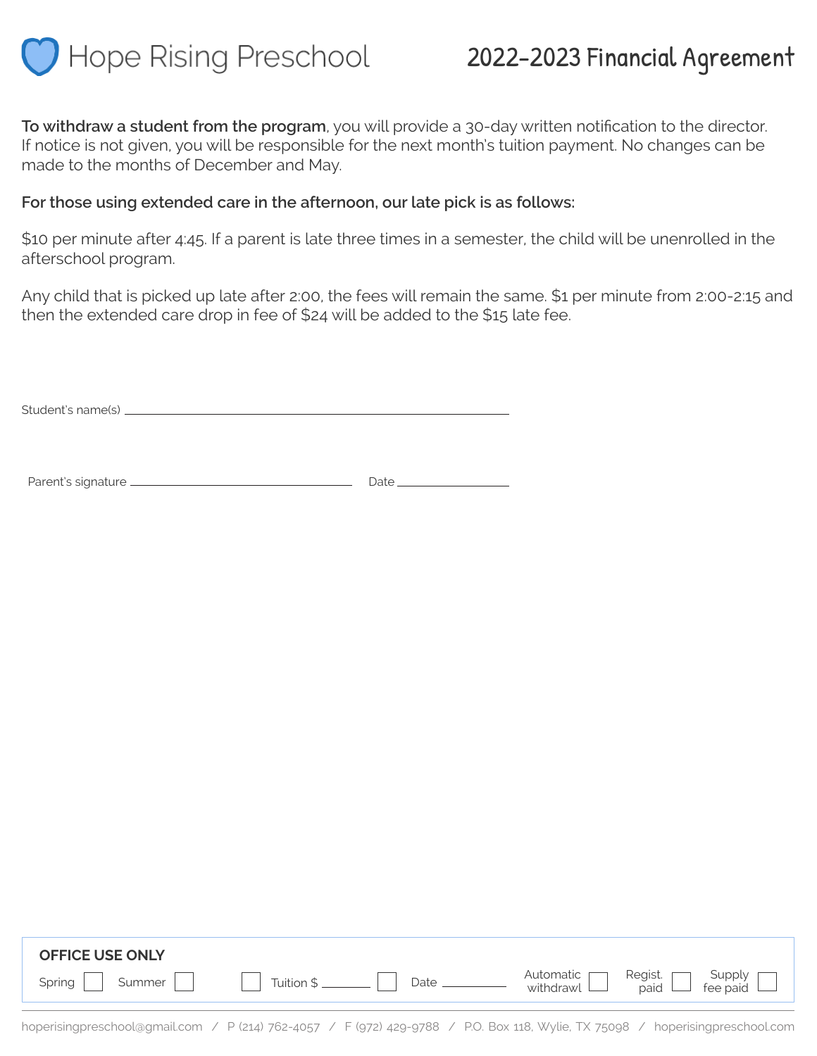# Hope Rising Preschool

## 2022-2023 Financial Agreement

**To withdraw a student from the program**, you will provide a 30-day written notification to the director. If notice is not given, you will be responsible for the next month's tuition payment. No changes can be made to the months of December and May.

**For those using extended care in the afternoon, our late pick is as follows:**

$10 per minute after 4:45. If a parent is late three times in a semester, the child will be unenrolled in the afterschool program.

Any child that is picked up late after 2:00, the fees will remain the same. $1 per minute from 2:00-2:15 and then the extended care drop in fee of $24 will be added to the $15 late fee.

Student's name(s) ______________________________

Parent's signature ____________________ Date __________

**OFFICE USE ONLY**

Spring ☐ Summer ☐ ☐ Tuition $ ______ ☐ Date ______ Automatic withdrawl ☐ Regist. paid ☐ Supply fee paid ☐

hoperisingpreschool@gmail.com / P (214) 762-4057 / F (972) 429-9788 / P.O. Box 118, Wylie, TX 75098 / hoperisingpreschool.com